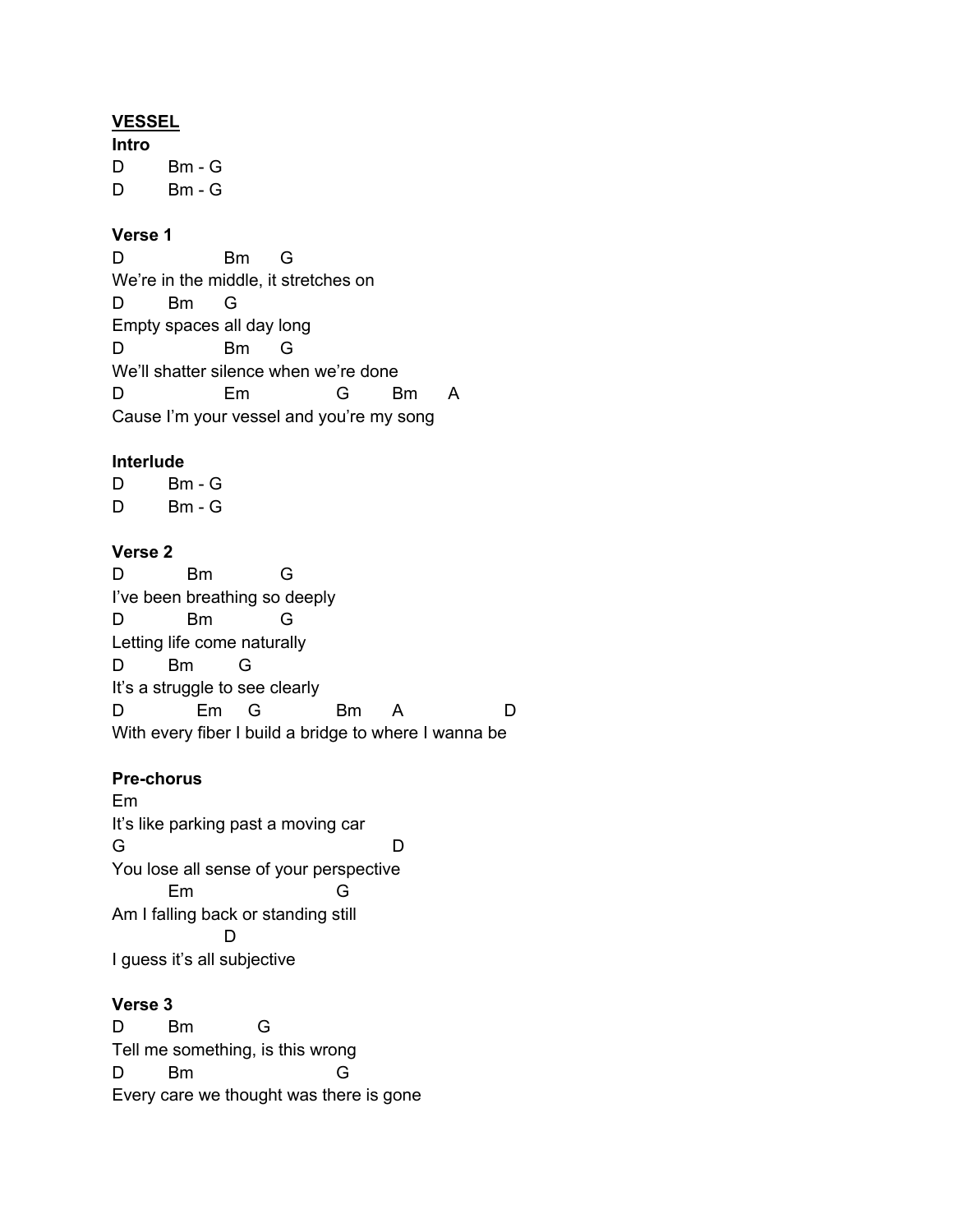**VESSEL**

**Intro**

```
D        Bm - G
D        Bm - G
```

**Verse 1**

```
D                 Bm      G
We're in the middle, it stretches on
D        Bm      G
Empty spaces all day long
D                 Bm      G
We'll shatter silence when we're done
D                 Em               G        Bm      A
Cause I'm your vessel and you're my song
```

**Interlude**

```
D        Bm - G
D        Bm - G
```

**Verse 2**

```
D          Bm           G
I've been breathing so deeply
D          Bm           G
Letting life come naturally
D        Bm        G
It's a struggle to see clearly
D            Em     G             Bm      A                 D
With every fiber I build a bridge to where I wanna be
```

**Pre-chorus**

```
Em
It's like parking past a moving car
G                                        D
You lose all sense of your perspective
         Em                     G
Am I falling back or standing still
                  D
I guess it's all subjective
```

**Verse 3**

```
D        Bm           G
Tell me something, is this wrong
D        Bm                     G
Every care we thought was there is gone
```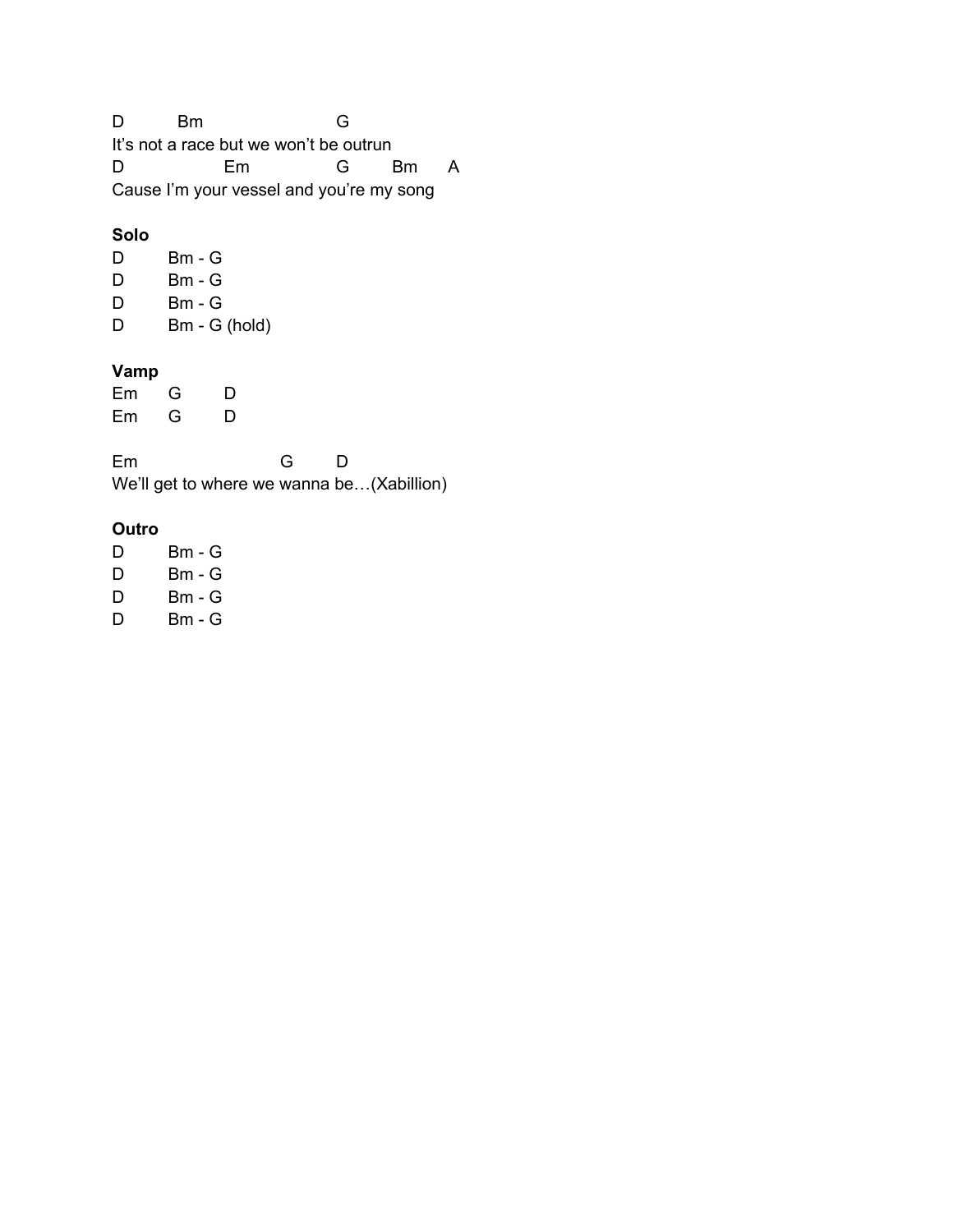```
D          Bm                        G
It's not a race but we won't be outrun
D                   Em                G        Bm      A
Cause I'm your vessel and you're my song
```

**Solo**

```
D        Bm - G
D        Bm - G
D        Bm - G
D        Bm - G (hold)
```

**Vamp**

```
Em      G        D
Em      G        D

Em                          G        D
We'll get to where we wanna be…(Xabillion)
```

**Outro**

```
D        Bm - G
D        Bm - G
D        Bm - G
D        Bm - G
```